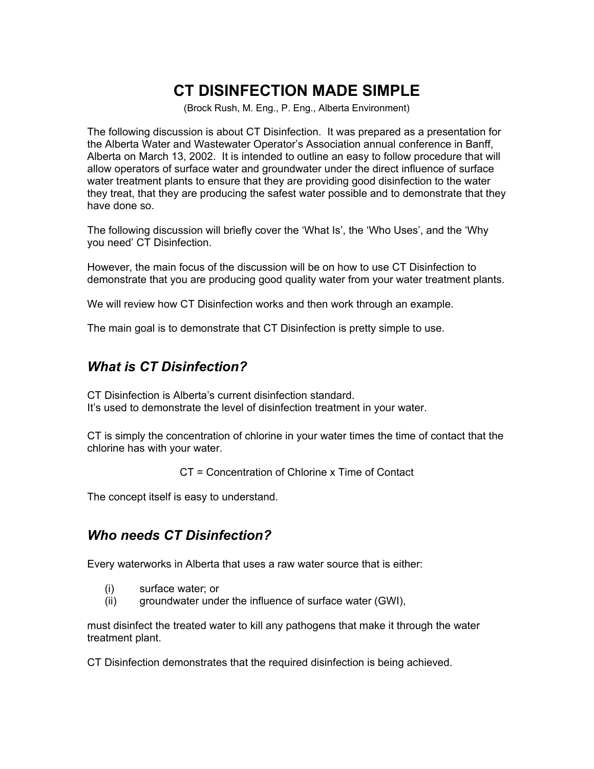# CT DISINFECTION MADE SIMPLE

(Brock Rush, M. Eng., P. Eng., Alberta Environment)

The following discussion is about CT Disinfection. It was prepared as a presentation for the Alberta Water and Wastewater Operator's Association annual conference in Banff, Alberta on March 13, 2002. It is intended to outline an easy to follow procedure that will allow operators of surface water and groundwater under the direct influence of surface water treatment plants to ensure that they are providing good disinfection to the water they treat, that they are producing the safest water possible and to demonstrate that they have done so.

The following discussion will briefly cover the 'What Is', the 'Who Uses', and the 'Why you need' CT Disinfection.

However, the main focus of the discussion will be on how to use CT Disinfection to demonstrate that you are producing good quality water from your water treatment plants.

We will review how CT Disinfection works and then work through an example.

The main goal is to demonstrate that CT Disinfection is pretty simple to use.

## *What is CT Disinfection?*

CT Disinfection is Alberta's current disinfection standard.
It's used to demonstrate the level of disinfection treatment in your water.

CT is simply the concentration of chlorine in your water times the time of contact that the chlorine has with your water.

$$CT = \text{Concentration of Chlorine} \times \text{Time of Contact}$$

The concept itself is easy to understand.

## *Who needs CT Disinfection?*

Every waterworks in Alberta that uses a raw water source that is either:

(i) surface water; or
(ii) groundwater under the influence of surface water (GWI),

must disinfect the treated water to kill any pathogens that make it through the water treatment plant.

CT Disinfection demonstrates that the required disinfection is being achieved.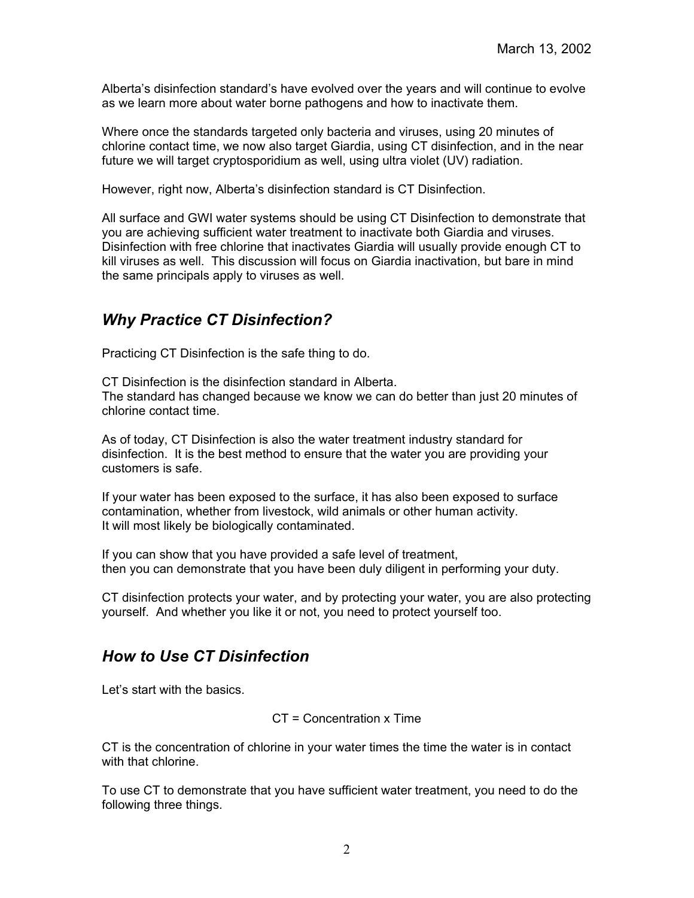March 13, 2002

Alberta's disinfection standard's have evolved over the years and will continue to evolve as we learn more about water borne pathogens and how to inactivate them.

Where once the standards targeted only bacteria and viruses, using 20 minutes of chlorine contact time, we now also target Giardia, using CT disinfection, and in the near future we will target cryptosporidium as well, using ultra violet (UV) radiation.

However, right now, Alberta's disinfection standard is CT Disinfection.

All surface and GWI water systems should be using CT Disinfection to demonstrate that you are achieving sufficient water treatment to inactivate both Giardia and viruses. Disinfection with free chlorine that inactivates Giardia will usually provide enough CT to kill viruses as well. This discussion will focus on Giardia inactivation, but bare in mind the same principals apply to viruses as well.

## *Why Practice CT Disinfection?*

Practicing CT Disinfection is the safe thing to do.

CT Disinfection is the disinfection standard in Alberta.
The standard has changed because we know we can do better than just 20 minutes of chlorine contact time.

As of today, CT Disinfection is also the water treatment industry standard for disinfection. It is the best method to ensure that the water you are providing your customers is safe.

If your water has been exposed to the surface, it has also been exposed to surface contamination, whether from livestock, wild animals or other human activity.
It will most likely be biologically contaminated.

If you can show that you have provided a safe level of treatment,
then you can demonstrate that you have been duly diligent in performing your duty.

CT disinfection protects your water, and by protecting your water, you are also protecting yourself. And whether you like it or not, you need to protect yourself too.

## *How to Use CT Disinfection*

Let's start with the basics.

$$CT = \text{Concentration} \times \text{Time}$$

CT is the concentration of chlorine in your water times the time the water is in contact with that chlorine.

To use CT to demonstrate that you have sufficient water treatment, you need to do the following three things.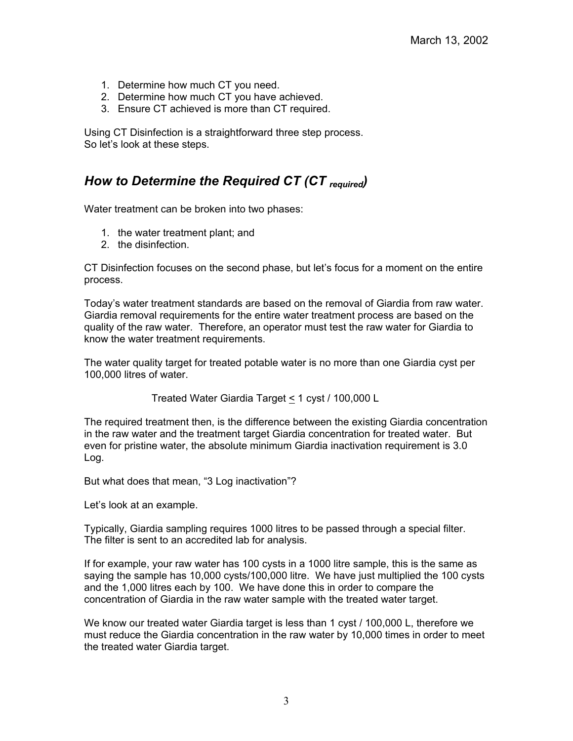March 13, 2002

1. Determine how much CT you need.
2. Determine how much CT you have achieved.
3. Ensure CT achieved is more than CT required.

Using CT Disinfection is a straightforward three step process.
So let's look at these steps.

## *How to Determine the Required CT (CT $_{required}$)*

Water treatment can be broken into two phases:

1. the water treatment plant; and
2. the disinfection.

CT Disinfection focuses on the second phase, but let's focus for a moment on the entire process.

Today's water treatment standards are based on the removal of Giardia from raw water. Giardia removal requirements for the entire water treatment process are based on the quality of the raw water. Therefore, an operator must test the raw water for Giardia to know the water treatment requirements.

The water quality target for treated potable water is no more than one Giardia cyst per 100,000 litres of water.

Treated Water Giardia Target $\leq$ 1 cyst / 100,000 L

The required treatment then, is the difference between the existing Giardia concentration in the raw water and the treatment target Giardia concentration for treated water. But even for pristine water, the absolute minimum Giardia inactivation requirement is 3.0 Log.

But what does that mean, "3 Log inactivation"?

Let's look at an example.

Typically, Giardia sampling requires 1000 litres to be passed through a special filter. The filter is sent to an accredited lab for analysis.

If for example, your raw water has 100 cysts in a 1000 litre sample, this is the same as saying the sample has 10,000 cysts/100,000 litre. We have just multiplied the 100 cysts and the 1,000 litres each by 100. We have done this in order to compare the concentration of Giardia in the raw water sample with the treated water target.

We know our treated water Giardia target is less than 1 cyst / 100,000 L, therefore we must reduce the Giardia concentration in the raw water by 10,000 times in order to meet the treated water Giardia target.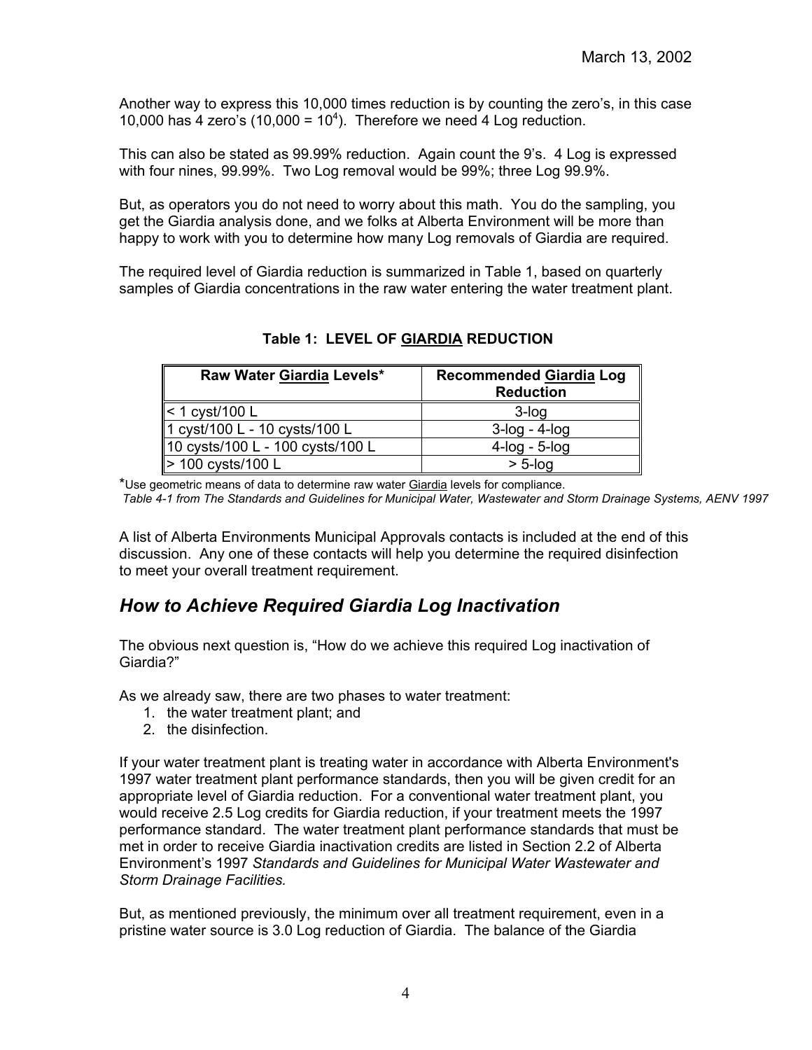Another way to express this 10,000 times reduction is by counting the zero's, in this case 10,000 has 4 zero's ($10,000 = 10^4$). Therefore we need 4 Log reduction.

This can also be stated as 99.99% reduction. Again count the 9's. 4 Log is expressed with four nines, 99.99%. Two Log removal would be 99%; three Log 99.9%.

But, as operators you do not need to worry about this math. You do the sampling, you get the Giardia analysis done, and we folks at Alberta Environment will be more than happy to work with you to determine how many Log removals of Giardia are required.

The required level of Giardia reduction is summarized in Table 1, based on quarterly samples of Giardia concentrations in the raw water entering the water treatment plant.

**Table 1: LEVEL OF GIARDIA REDUCTION**

| Raw Water Giardia Levels* | Recommended Giardia Log Reduction |
|---|---|
| < 1 cyst/100 L | 3-log |
| 1 cyst/100 L - 10 cysts/100 L | 3-log - 4-log |
| 10 cysts/100 L - 100 cysts/100 L | 4-log - 5-log |
| > 100 cysts/100 L | > 5-log |

*Use geometric means of data to determine raw water Giardia levels for compliance.
*Table 4-1 from The Standards and Guidelines for Municipal Water, Wastewater and Storm Drainage Systems, AENV 1997*

A list of Alberta Environments Municipal Approvals contacts is included at the end of this discussion. Any one of these contacts will help you determine the required disinfection to meet your overall treatment requirement.

## *How to Achieve Required Giardia Log Inactivation*

The obvious next question is, "How do we achieve this required Log inactivation of Giardia?"

As we already saw, there are two phases to water treatment:

1. the water treatment plant; and
2. the disinfection.

If your water treatment plant is treating water in accordance with Alberta Environment's 1997 water treatment plant performance standards, then you will be given credit for an appropriate level of Giardia reduction. For a conventional water treatment plant, you would receive 2.5 Log credits for Giardia reduction, if your treatment meets the 1997 performance standard. The water treatment plant performance standards that must be met in order to receive Giardia inactivation credits are listed in Section 2.2 of Alberta Environment's 1997 *Standards and Guidelines for Municipal Water Wastewater and Storm Drainage Facilities.*

But, as mentioned previously, the minimum over all treatment requirement, even in a pristine water source is 3.0 Log reduction of Giardia. The balance of the Giardia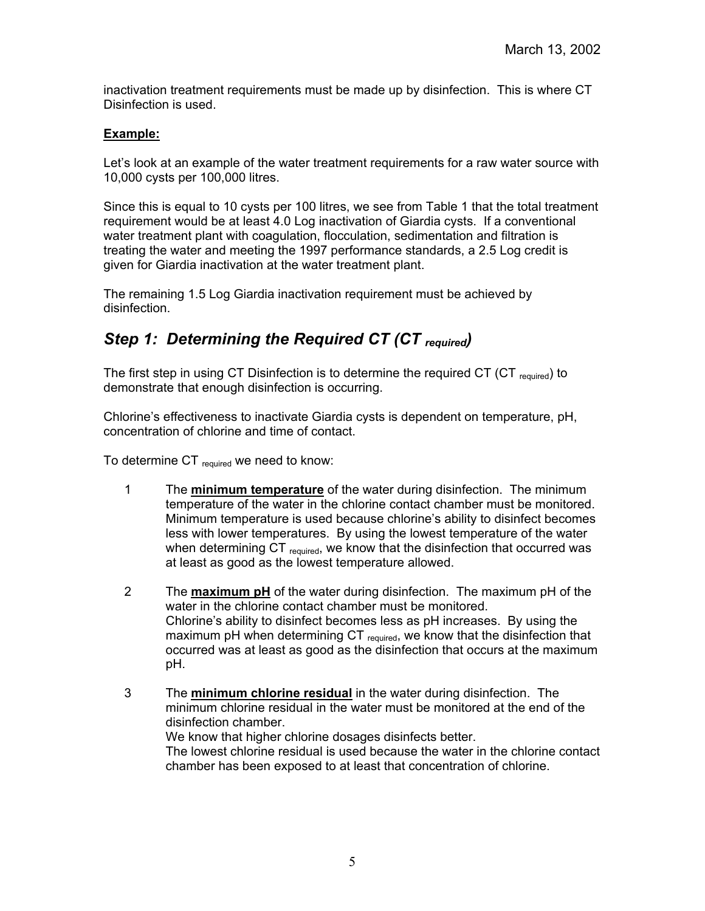inactivation treatment requirements must be made up by disinfection. This is where CT Disinfection is used.

**Example:**

Let's look at an example of the water treatment requirements for a raw water source with 10,000 cysts per 100,000 litres.

Since this is equal to 10 cysts per 100 litres, we see from Table 1 that the total treatment requirement would be at least 4.0 Log inactivation of Giardia cysts. If a conventional water treatment plant with coagulation, flocculation, sedimentation and filtration is treating the water and meeting the 1997 performance standards, a 2.5 Log credit is given for Giardia inactivation at the water treatment plant.

The remaining 1.5 Log Giardia inactivation requirement must be achieved by disinfection.

## *Step 1: Determining the Required CT ($CT_{required}$)*

The first step in using CT Disinfection is to determine the required CT ($CT_{required}$) to demonstrate that enough disinfection is occurring.

Chlorine's effectiveness to inactivate Giardia cysts is dependent on temperature, pH, concentration of chlorine and time of contact.

To determine $CT_{required}$ we need to know:

1. The **minimum temperature** of the water during disinfection. The minimum temperature of the water in the chlorine contact chamber must be monitored. Minimum temperature is used because chlorine's ability to disinfect becomes less with lower temperatures. By using the lowest temperature of the water when determining $CT_{required}$, we know that the disinfection that occurred was at least as good as the lowest temperature allowed.

2. The **maximum pH** of the water during disinfection. The maximum pH of the water in the chlorine contact chamber must be monitored. Chlorine's ability to disinfect becomes less as pH increases. By using the maximum pH when determining $CT_{required}$, we know that the disinfection that occurred was at least as good as the disinfection that occurs at the maximum pH.

3. The **minimum chlorine residual** in the water during disinfection. The minimum chlorine residual in the water must be monitored at the end of the disinfection chamber. We know that higher chlorine dosages disinfects better. The lowest chlorine residual is used because the water in the chlorine contact chamber has been exposed to at least that concentration of chlorine.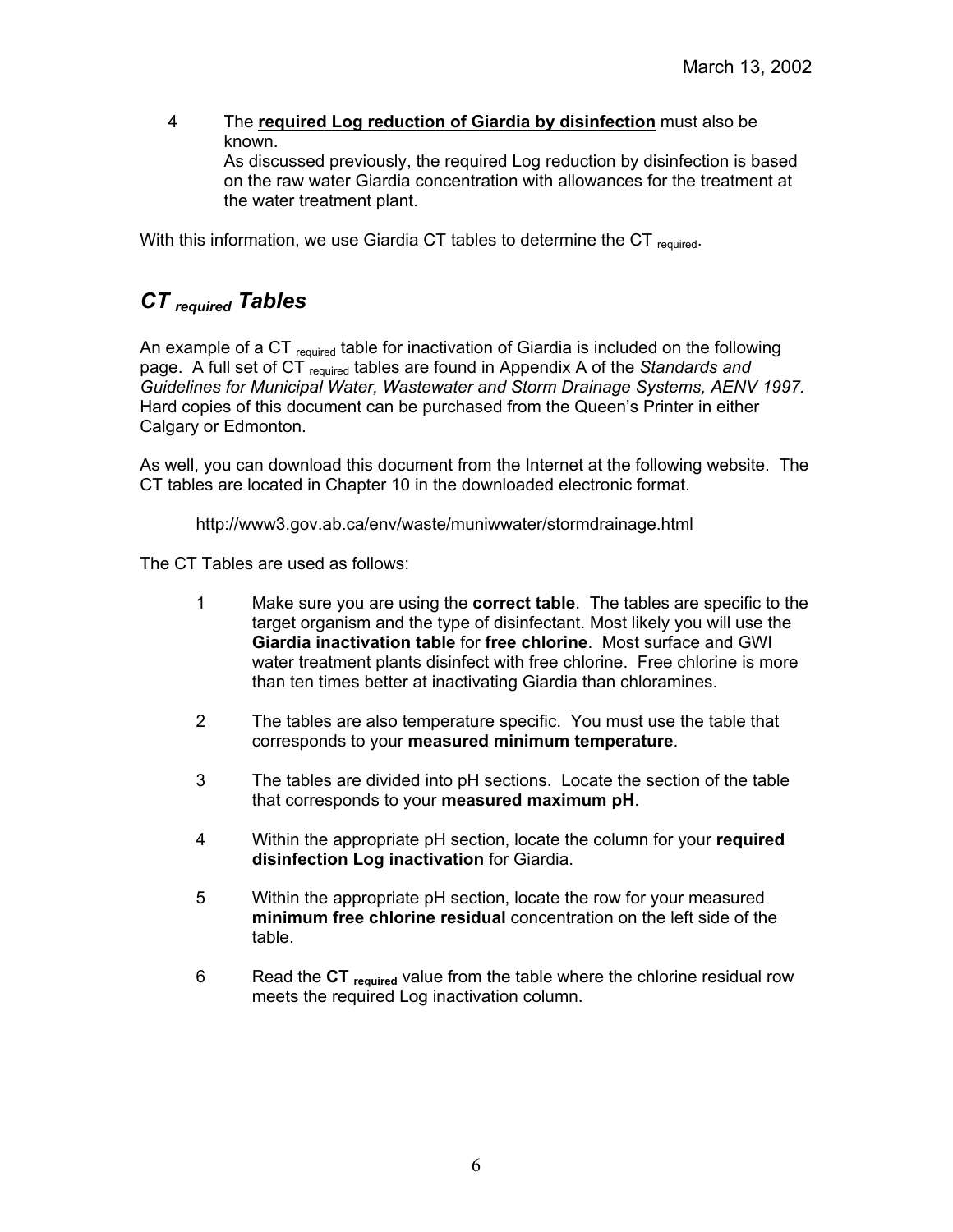4. The **required Log reduction of Giardia by disinfection** must also be known.
   As discussed previously, the required Log reduction by disinfection is based on the raw water Giardia concentration with allowances for the treatment at the water treatment plant.

With this information, we use Giardia CT tables to determine the $CT_{required}$.

## *$CT_{required}$ Tables*

An example of a $CT_{required}$ table for inactivation of Giardia is included on the following page. A full set of $CT_{required}$ tables are found in Appendix A of the *Standards and Guidelines for Municipal Water, Wastewater and Storm Drainage Systems, AENV 1997*. Hard copies of this document can be purchased from the Queen's Printer in either Calgary or Edmonton.

As well, you can download this document from the Internet at the following website. The CT tables are located in Chapter 10 in the downloaded electronic format.

http://www3.gov.ab.ca/env/waste/muniwwater/stormdrainage.html

The CT Tables are used as follows:

1. Make sure you are using the **correct table**. The tables are specific to the target organism and the type of disinfectant. Most likely you will use the **Giardia inactivation table** for **free chlorine**. Most surface and GWI water treatment plants disinfect with free chlorine. Free chlorine is more than ten times better at inactivating Giardia than chloramines.

2. The tables are also temperature specific. You must use the table that corresponds to your **measured minimum temperature**.

3. The tables are divided into pH sections. Locate the section of the table that corresponds to your **measured maximum pH**.

4. Within the appropriate pH section, locate the column for your **required disinfection Log inactivation** for Giardia.

5. Within the appropriate pH section, locate the row for your measured **minimum free chlorine residual** concentration on the left side of the table.

6. Read the **$CT_{required}$** value from the table where the chlorine residual row meets the required Log inactivation column.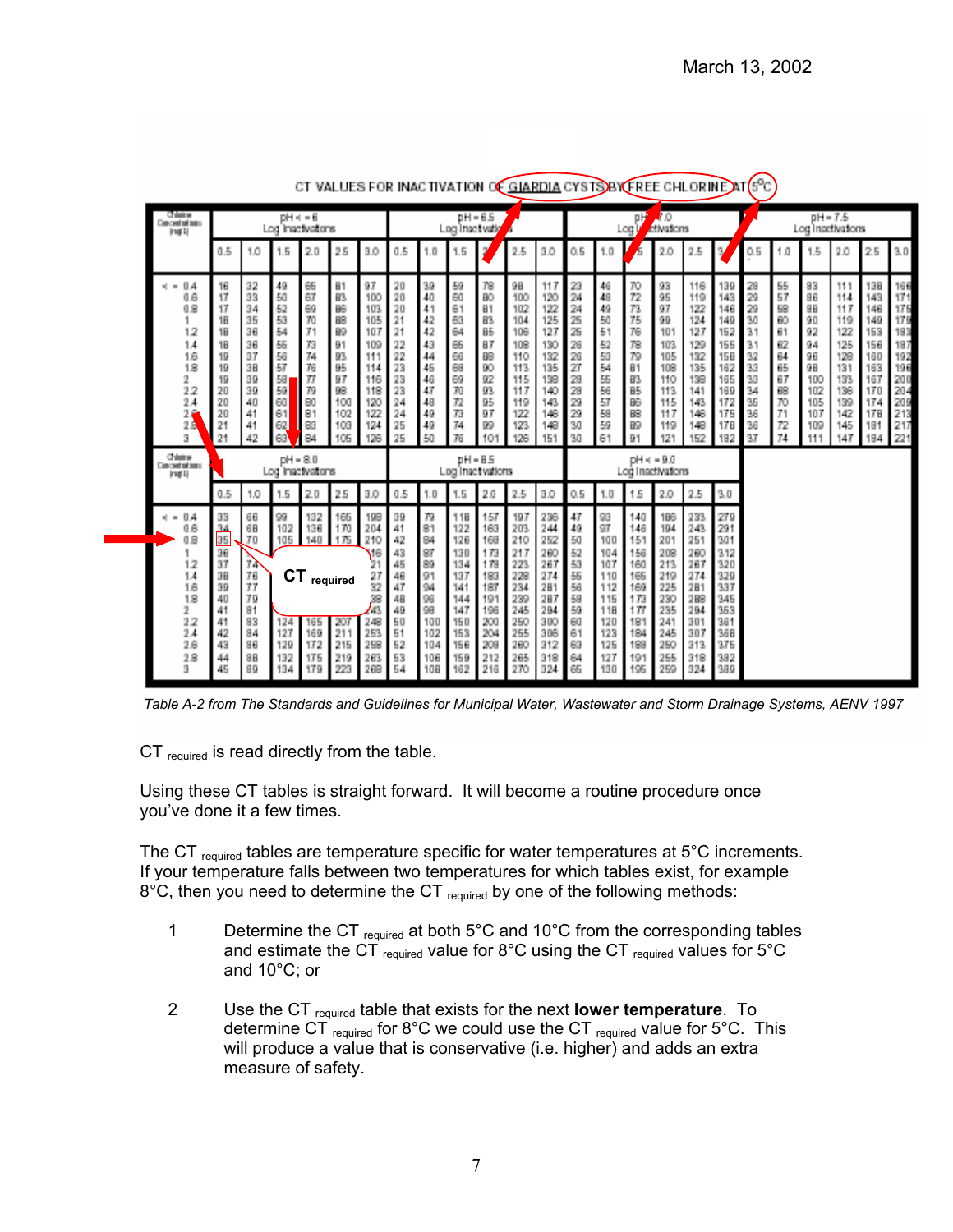CT VALUES FOR INACTIVATION OF GIARDIA CYSTS BY FREE CHLORINE AT 5°C

| Chlorine Concentration (mg/L) | pH <= 6 Log Inactivations | | | | | | pH = 6.5 Log Inactivations | | | | | | pH = 7.0 Log Inactivations | | | | | | pH = 7.5 Log Inactivations | | | | | |
|---|---|---|---|---|---|---|---|---|---|---|---|---|---|---|---|---|---|---|---|---|---|---|---|---|
| | 0.5 | 1.0 | 1.5 | 2.0 | 2.5 | 3.0 | 0.5 | 1.0 | 1.5 | 2.0 | 2.5 | 3.0 | 0.5 | 1.0 | 1.5 | 2.0 | 2.5 | 3.0 | 0.5 | 1.0 | 1.5 | 2.0 | 2.5 | 3.0 |
| <= 0.4 | 16 | 32 | 49 | 65 | 81 | 97 | 20 | 39 | 59 | 78 | 98 | 117 | 23 | 46 | 70 | 93 | 116 | 139 | 28 | 55 | 83 | 111 | 138 | 166 |
| 0.6 | 17 | 33 | 50 | 67 | 83 | 100 | 20 | 40 | 60 | 80 | 100 | 120 | 24 | 48 | 72 | 95 | 119 | 143 | 29 | 57 | 86 | 114 | 143 | 171 |
| 0.8 | 17 | 34 | 52 | 69 | 86 | 103 | 20 | 41 | 61 | 81 | 102 | 122 | 24 | 49 | 73 | 97 | 122 | 146 | 29 | 58 | 88 | 117 | 146 | 175 |
| 1 | 18 | 35 | 53 | 70 | 88 | 105 | 21 | 42 | 63 | 83 | 104 | 125 | 25 | 50 | 75 | 99 | 124 | 149 | 30 | 60 | 90 | 119 | 149 | 179 |
| 1.2 | 18 | 36 | 54 | 71 | 89 | 107 | 21 | 42 | 64 | 85 | 106 | 127 | 25 | 51 | 76 | 101 | 127 | 152 | 31 | 61 | 92 | 122 | 153 | 183 |
| 1.4 | 18 | 36 | 55 | 73 | 91 | 109 | 22 | 43 | 65 | 87 | 108 | 130 | 26 | 52 | 78 | 103 | 129 | 155 | 31 | 62 | 94 | 125 | 156 | 187 |
| 1.6 | 19 | 37 | 56 | 74 | 93 | 111 | 22 | 44 | 66 | 88 | 110 | 132 | 26 | 53 | 79 | 105 | 132 | 158 | 32 | 64 | 96 | 128 | 160 | 192 |
| 1.8 | 19 | 38 | 57 | 76 | 95 | 114 | 23 | 45 | 68 | 90 | 113 | 135 | 27 | 54 | 81 | 108 | 135 | 162 | 33 | 65 | 98 | 131 | 163 | 196 |
| 2 | 19 | 39 | 58 | 77 | 97 | 116 | 23 | 46 | 69 | 92 | 115 | 138 | 28 | 55 | 83 | 110 | 138 | 165 | 33 | 67 | 100 | 133 | 167 | 200 |
| 2.2 | 20 | 39 | 59 | 79 | 98 | 118 | 23 | 47 | 70 | 93 | 117 | 140 | 28 | 56 | 85 | 113 | 141 | 169 | 34 | 68 | 102 | 136 | 170 | 204 |
| 2.4 | 20 | 40 | 60 | 80 | 100 | 120 | 24 | 48 | 72 | 95 | 119 | 143 | 29 | 57 | 86 | 115 | 143 | 172 | 35 | 70 | 105 | 139 | 174 | 209 |
| 2.6 | 20 | 41 | 61 | 81 | 102 | 122 | 24 | 49 | 73 | 97 | 122 | 146 | 29 | 58 | 88 | 117 | 146 | 175 | 36 | 71 | 107 | 142 | 178 | 213 |
| 2.8 | 21 | 41 | 62 | 83 | 103 | 124 | 25 | 49 | 74 | 99 | 123 | 148 | 30 | 59 | 89 | 119 | 148 | 178 | 36 | 72 | 109 | 145 | 181 | 217 |
| 3 | 21 | 42 | 63 | 84 | 105 | 126 | 25 | 50 | 76 | 101 | 126 | 151 | 30 | 61 | 91 | 121 | 152 | 182 | 37 | 74 | 111 | 147 | 184 | 221 |

| Chlorine Concentration (mg/L) | pH = 8.0 Log Inactivations | | | | | | pH = 8.5 Log Inactivations | | | | | | pH <= 9.0 Log Inactivations | | | | | |
|---|---|---|---|---|---|---|---|---|---|---|---|---|---|---|---|---|---|---|
| | 0.5 | 1.0 | 1.5 | 2.0 | 2.5 | 3.0 | 0.5 | 1.0 | 1.5 | 2.0 | 2.5 | 3.0 | 0.5 | 1.0 | 1.5 | 2.0 | 2.5 | 3.0 |
| <= 0.4 | 33 | 66 | 99 | 132 | 165 | 198 | 39 | 79 | 118 | 157 | 197 | 236 | 47 | 93 | 140 | 186 | 233 | 279 |
| 0.6 | 34 | 68 | 102 | 136 | 170 | 204 | 41 | 81 | 122 | 163 | 203 | 244 | 49 | 97 | 146 | 194 | 243 | 291 |
| 0.8 | 35 | 70 | 105 | 140 | 175 | 210 | 42 | 84 | 126 | 168 | 210 | 252 | 50 | 100 | 151 | 201 | 251 | 301 |
| 1 | 36 | | | | | 216 | 43 | 87 | 130 | 173 | 217 | 260 | 52 | 104 | 156 | 208 | 260 | 312 |
| 1.2 | 37 | 74 | | | | 221 | 45 | 89 | 134 | 178 | 223 | 267 | 53 | 107 | 160 | 213 | 267 | 320 |
| 1.4 | 38 | 76 | | | | 227 | 46 | 91 | 137 | 183 | 228 | 274 | 55 | 110 | 165 | 219 | 274 | 329 |
| 1.6 | 39 | 77 | | | | 232 | 47 | 94 | 141 | 187 | 234 | 281 | 56 | 112 | 169 | 225 | 281 | 337 |
| 1.8 | 40 | 79 | | | | 238 | 48 | 96 | 144 | 191 | 239 | 287 | 58 | 115 | 173 | 230 | 288 | 345 |
| 2 | 41 | 81 | | | | 243 | 49 | 98 | 147 | 196 | 245 | 294 | 59 | 118 | 177 | 235 | 294 | 353 |
| 2.2 | 41 | 83 | 124 | 165 | 207 | 248 | 50 | 100 | 150 | 200 | 250 | 300 | 60 | 120 | 181 | 241 | 301 | 361 |
| 2.4 | 42 | 84 | 127 | 169 | 211 | 253 | 51 | 102 | 153 | 204 | 255 | 306 | 61 | 123 | 184 | 245 | 307 | 368 |
| 2.6 | 43 | 86 | 129 | 172 | 215 | 258 | 52 | 104 | 156 | 208 | 260 | 312 | 63 | 125 | 188 | 250 | 313 | 375 |
| 2.8 | 44 | 88 | 132 | 175 | 219 | 263 | 53 | 106 | 159 | 212 | 265 | 318 | 64 | 127 | 191 | 255 | 318 | 382 |
| 3 | 45 | 89 | 134 | 179 | 223 | 268 | 54 | 108 | 162 | 216 | 270 | 324 | 65 | 130 | 195 | 259 | 324 | 389 |

CT required

*Table A-2 from The Standards and Guidelines for Municipal Water, Wastewater and Storm Drainage Systems, AENV 1997*

CT $_{required}$ is read directly from the table.

Using these CT tables is straight forward. It will become a routine procedure once you've done it a few times.

The CT $_{required}$ tables are temperature specific for water temperatures at 5°C increments. If your temperature falls between two temperatures for which tables exist, for example 8°C, then you need to determine the CT $_{required}$ by one of the following methods:

1. Determine the CT $_{required}$ at both 5°C and 10°C from the corresponding tables and estimate the CT $_{required}$ value for 8°C using the CT $_{required}$ values for 5°C and 10°C; or

2. Use the CT $_{required}$ table that exists for the next **lower temperature**. To determine CT $_{required}$ for 8°C we could use the CT $_{required}$ value for 5°C. This will produce a value that is conservative (i.e. higher) and adds an extra measure of safety.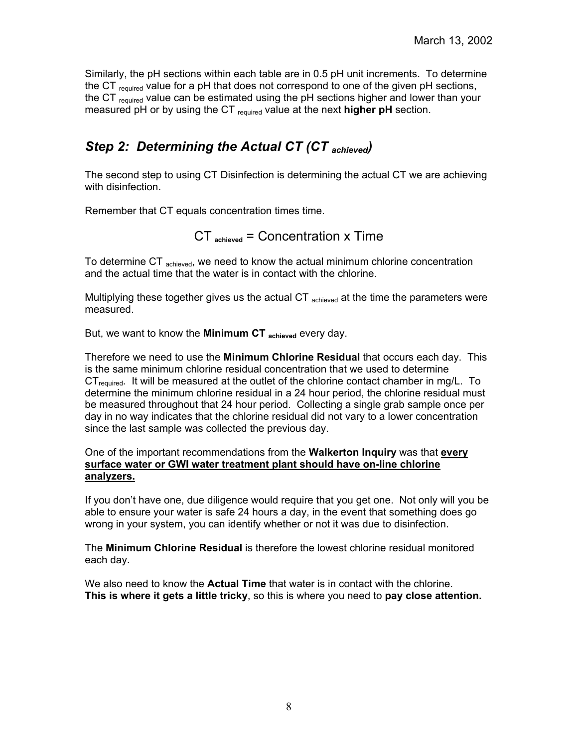Similarly, the pH sections within each table are in 0.5 pH unit increments. To determine the $CT_{required}$ value for a pH that does not correspond to one of the given pH sections, the $CT_{required}$ value can be estimated using the pH sections higher and lower than your measured pH or by using the $CT_{required}$ value at the next **higher pH** section.

## *Step 2: Determining the Actual CT ($CT_{achieved}$)*

The second step to using CT Disinfection is determining the actual CT we are achieving with disinfection.

Remember that CT equals concentration times time.

$$CT_{achieved} = \text{Concentration} \times \text{Time}$$

To determine $CT_{achieved}$, we need to know the actual minimum chlorine concentration and the actual time that the water is in contact with the chlorine.

Multiplying these together gives us the actual $CT_{achieved}$ at the time the parameters were measured.

But, we want to know the **Minimum $CT_{achieved}$** every day.

Therefore we need to use the **Minimum Chlorine Residual** that occurs each day. This is the same minimum chlorine residual concentration that we used to determine $CT_{required}$. It will be measured at the outlet of the chlorine contact chamber in mg/L. To determine the minimum chlorine residual in a 24 hour period, the chlorine residual must be measured throughout that 24 hour period. Collecting a single grab sample once per day in no way indicates that the chlorine residual did not vary to a lower concentration since the last sample was collected the previous day.

One of the important recommendations from the **Walkerton Inquiry** was that **<u>every surface water or GWI water treatment plant should have on-line chlorine analyzers.</u>**

If you don't have one, due diligence would require that you get one. Not only will you be able to ensure your water is safe 24 hours a day, in the event that something does go wrong in your system, you can identify whether or not it was due to disinfection.

The **Minimum Chlorine Residual** is therefore the lowest chlorine residual monitored each day.

We also need to know the **Actual Time** that water is in contact with the chlorine. **This is where it gets a little tricky**, so this is where you need to **pay close attention.**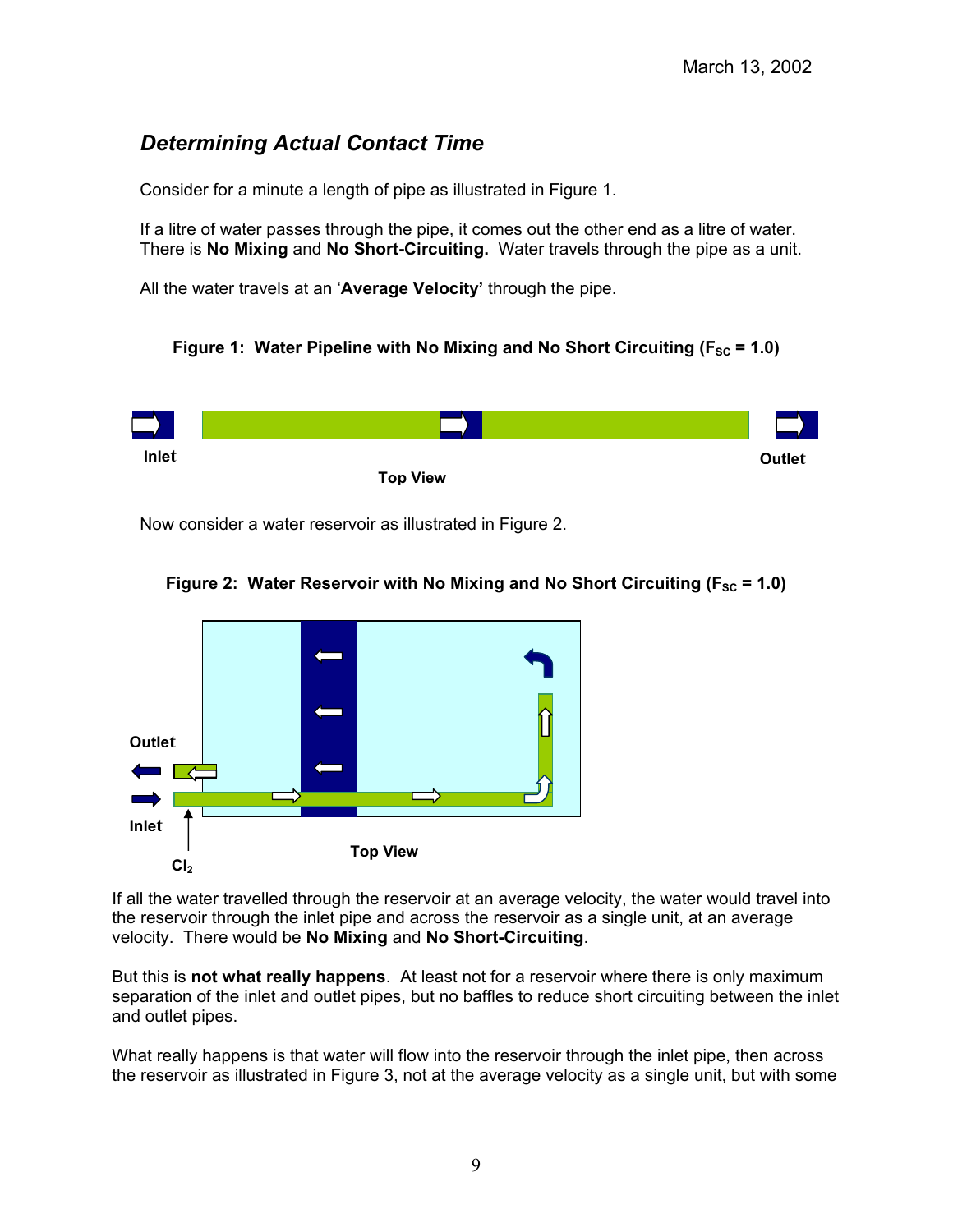March 13, 2002

## *Determining Actual Contact Time*

Consider for a minute a length of pipe as illustrated in Figure 1.

If a litre of water passes through the pipe, it comes out the other end as a litre of water. There is **No Mixing** and **No Short-Circuiting.** Water travels through the pipe as a unit.

All the water travels at an '**Average Velocity'** through the pipe.

**Figure 1: Water Pipeline with No Mixing and No Short Circuiting ($F_{SC}$ = 1.0)**

Inlet

Outlet

Top View

Now consider a water reservoir as illustrated in Figure 2.

**Figure 2: Water Reservoir with No Mixing and No Short Circuiting ($F_{SC}$ = 1.0)**

Outlet

Inlet

$Cl_2$

Top View

If all the water travelled through the reservoir at an average velocity, the water would travel into the reservoir through the inlet pipe and across the reservoir as a single unit, at an average velocity. There would be **No Mixing** and **No Short-Circuiting**.

But this is **not what really happens**. At least not for a reservoir where there is only maximum separation of the inlet and outlet pipes, but no baffles to reduce short circuiting between the inlet and outlet pipes.

What really happens is that water will flow into the reservoir through the inlet pipe, then across the reservoir as illustrated in Figure 3, not at the average velocity as a single unit, but with some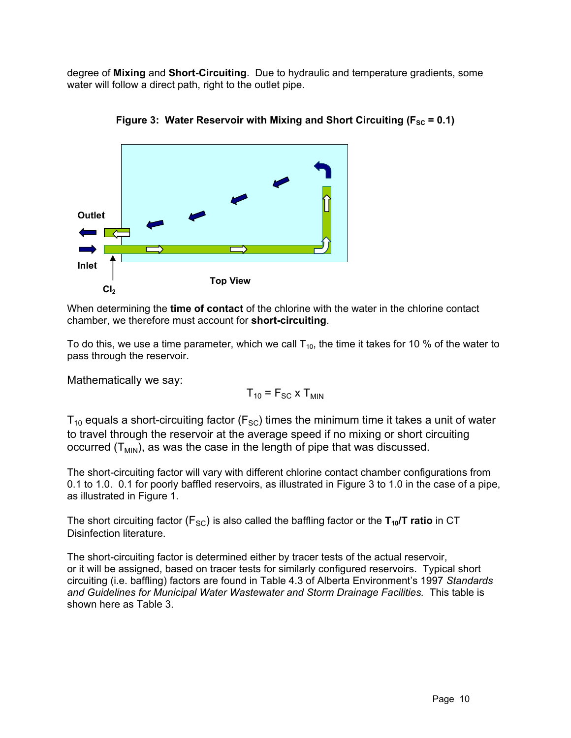degree of **Mixing** and **Short-Circuiting**. Due to hydraulic and temperature gradients, some water will follow a direct path, right to the outlet pipe.

**Figure 3: Water Reservoir with Mixing and Short Circuiting ($F_{SC}$ = 0.1)**

Outlet

Inlet

$Cl_2$

Top View

When determining the **time of contact** of the chlorine with the water in the chlorine contact chamber, we therefore must account for **short-circuiting**.

To do this, we use a time parameter, which we call $T_{10}$, the time it takes for 10 % of the water to pass through the reservoir.

Mathematically we say:

$$T_{10} = F_{SC} \times T_{MIN}$$

$T_{10}$ equals a short-circuiting factor ($F_{SC}$) times the minimum time it takes a unit of water to travel through the reservoir at the average speed if no mixing or short circuiting occurred ($T_{MIN}$), as was the case in the length of pipe that was discussed.

The short-circuiting factor will vary with different chlorine contact chamber configurations from 0.1 to 1.0. 0.1 for poorly baffled reservoirs, as illustrated in Figure 3 to 1.0 in the case of a pipe, as illustrated in Figure 1.

The short circuiting factor ($F_{SC}$) is also called the baffling factor or the **$T_{10}$/T ratio** in CT Disinfection literature.

The short-circuiting factor is determined either by tracer tests of the actual reservoir, or it will be assigned, based on tracer tests for similarly configured reservoirs. Typical short circuiting (i.e. baffling) factors are found in Table 4.3 of Alberta Environment's 1997 *Standards and Guidelines for Municipal Water Wastewater and Storm Drainage Facilities.* This table is shown here as Table 3.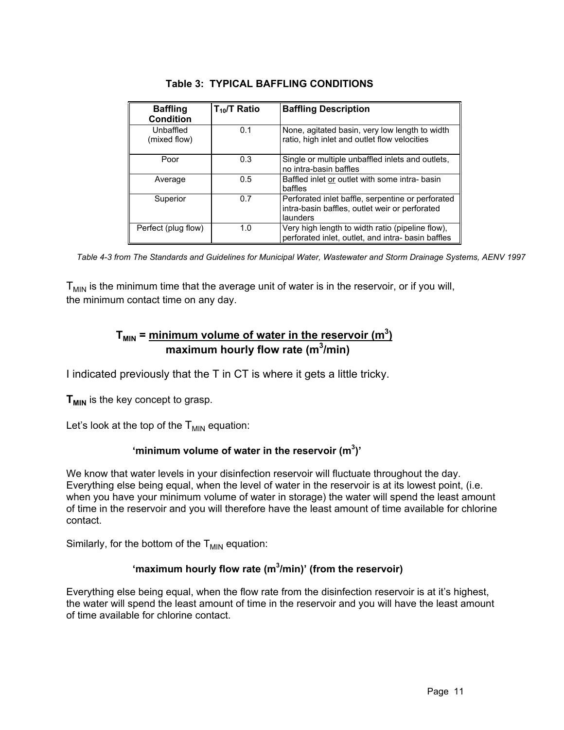**Table 3: TYPICAL BAFFLING CONDITIONS**

| Baffling Condition | $T_{10}/T$ Ratio | Baffling Description |
|---|---|---|
| Unbaffled (mixed flow) | 0.1 | None, agitated basin, very low length to width ratio, high inlet and outlet flow velocities |
| Poor | 0.3 | Single or multiple unbaffled inlets and outlets, no intra-basin baffles |
| Average | 0.5 | Baffled inlet or outlet with some intra- basin baffles |
| Superior | 0.7 | Perforated inlet baffle, serpentine or perforated intra-basin baffles, outlet weir or perforated launders |
| Perfect (plug flow) | 1.0 | Very high length to width ratio (pipeline flow), perforated inlet, outlet, and intra- basin baffles |

*Table 4-3 from The Standards and Guidelines for Municipal Water, Wastewater and Storm Drainage Systems, AENV 1997*

$T_{MIN}$ is the minimum time that the average unit of water is in the reservoir, or if you will, the minimum contact time on any day.

$$T_{MIN} = \frac{\text{minimum volume of water in the reservoir } (m^3)}{\text{maximum hourly flow rate } (m^3/\text{min})}$$

I indicated previously that the T in CT is where it gets a little tricky.

**$T_{MIN}$** is the key concept to grasp.

Let's look at the top of the $T_{MIN}$ equation:

**'minimum volume of water in the reservoir ($m^3$)'**

We know that water levels in your disinfection reservoir will fluctuate throughout the day. Everything else being equal, when the level of water in the reservoir is at its lowest point, (i.e. when you have your minimum volume of water in storage) the water will spend the least amount of time in the reservoir and you will therefore have the least amount of time available for chlorine contact.

Similarly, for the bottom of the $T_{MIN}$ equation:

**'maximum hourly flow rate ($m^3$/min)' (from the reservoir)**

Everything else being equal, when the flow rate from the disinfection reservoir is at it's highest, the water will spend the least amount of time in the reservoir and you will have the least amount of time available for chlorine contact.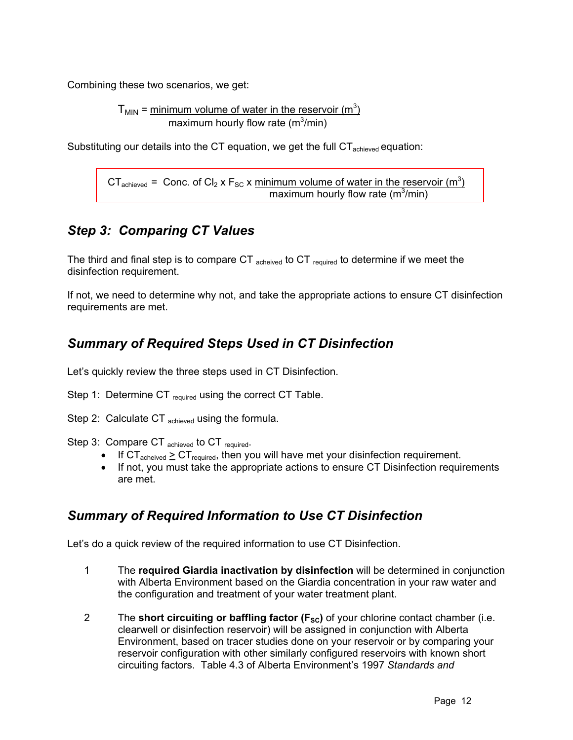Combining these two scenarios, we get:

$$T_{MIN} = \frac{\text{minimum volume of water in the reservoir } (m^3)}{\text{maximum hourly flow rate } (m^3/min)}$$

Substituting our details into the CT equation, we get the full $CT_{achieved}$ equation:

$$CT_{achieved} = \text{Conc. of } Cl_2 \times F_{SC} \times \frac{\text{minimum volume of water in the reservoir } (m^3)}{\text{maximum hourly flow rate } (m^3/min)}$$

## *Step 3: Comparing CT Values*

The third and final step is to compare $CT_{acheived}$ to $CT_{required}$ to determine if we meet the disinfection requirement.

If not, we need to determine why not, and take the appropriate actions to ensure CT disinfection requirements are met.

## *Summary of Required Steps Used in CT Disinfection*

Let's quickly review the three steps used in CT Disinfection.

Step 1: Determine $CT_{required}$ using the correct CT Table.

Step 2: Calculate $CT_{achieved}$ using the formula.

Step 3: Compare $CT_{achieved}$ to $CT_{required}$.

- If $CT_{acheived} \geq CT_{required}$, then you will have met your disinfection requirement.
- If not, you must take the appropriate actions to ensure CT Disinfection requirements are met.

## *Summary of Required Information to Use CT Disinfection*

Let's do a quick review of the required information to use CT Disinfection.

1. The **required Giardia inactivation by disinfection** will be determined in conjunction with Alberta Environment based on the Giardia concentration in your raw water and the configuration and treatment of your water treatment plant.

2. The **short circuiting or baffling factor ($F_{SC}$)** of your chlorine contact chamber (i.e. clearwell or disinfection reservoir) will be assigned in conjunction with Alberta Environment, based on tracer studies done on your reservoir or by comparing your reservoir configuration with other similarly configured reservoirs with known short circuiting factors. Table 4.3 of Alberta Environment's 1997 *Standards and*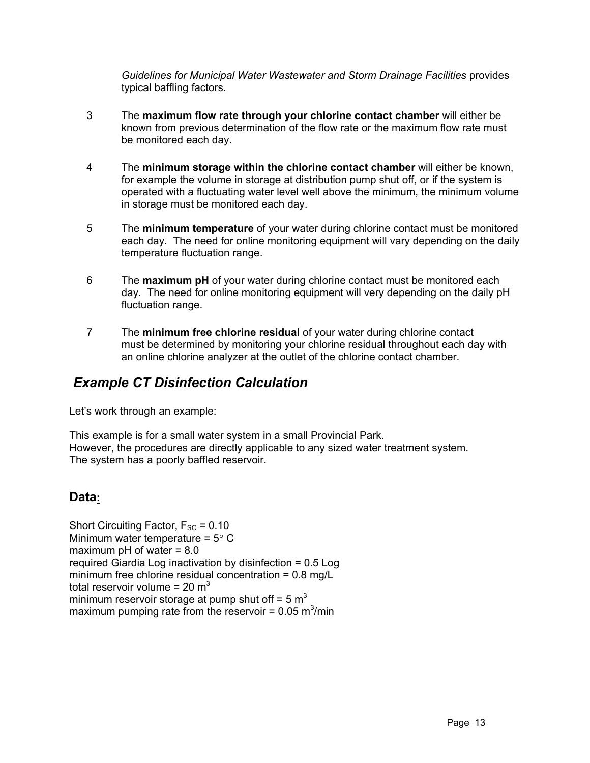*Guidelines for Municipal Water Wastewater and Storm Drainage Facilities* provides typical baffling factors.

3. The **maximum flow rate through your chlorine contact chamber** will either be known from previous determination of the flow rate or the maximum flow rate must be monitored each day.

4. The **minimum storage within the chlorine contact chamber** will either be known, for example the volume in storage at distribution pump shut off, or if the system is operated with a fluctuating water level well above the minimum, the minimum volume in storage must be monitored each day.

5. The **minimum temperature** of your water during chlorine contact must be monitored each day. The need for online monitoring equipment will vary depending on the daily temperature fluctuation range.

6. The **maximum pH** of your water during chlorine contact must be monitored each day. The need for online monitoring equipment will very depending on the daily pH fluctuation range.

7. The **minimum free chlorine residual** of your water during chlorine contact must be determined by monitoring your chlorine residual throughout each day with an online chlorine analyzer at the outlet of the chlorine contact chamber.

## *Example CT Disinfection Calculation*

Let's work through an example:

This example is for a small water system in a small Provincial Park.
However, the procedures are directly applicable to any sized water treatment system.
The system has a poorly baffled reservoir.

### Data:

Short Circuiting Factor, $F_{SC}$ = 0.10
Minimum water temperature = 5° C
maximum pH of water = 8.0
required Giardia Log inactivation by disinfection = 0.5 Log
minimum free chlorine residual concentration = 0.8 mg/L
total reservoir volume = 20 $m^3$
minimum reservoir storage at pump shut off = 5 $m^3$
maximum pumping rate from the reservoir = 0.05 $m^3$/min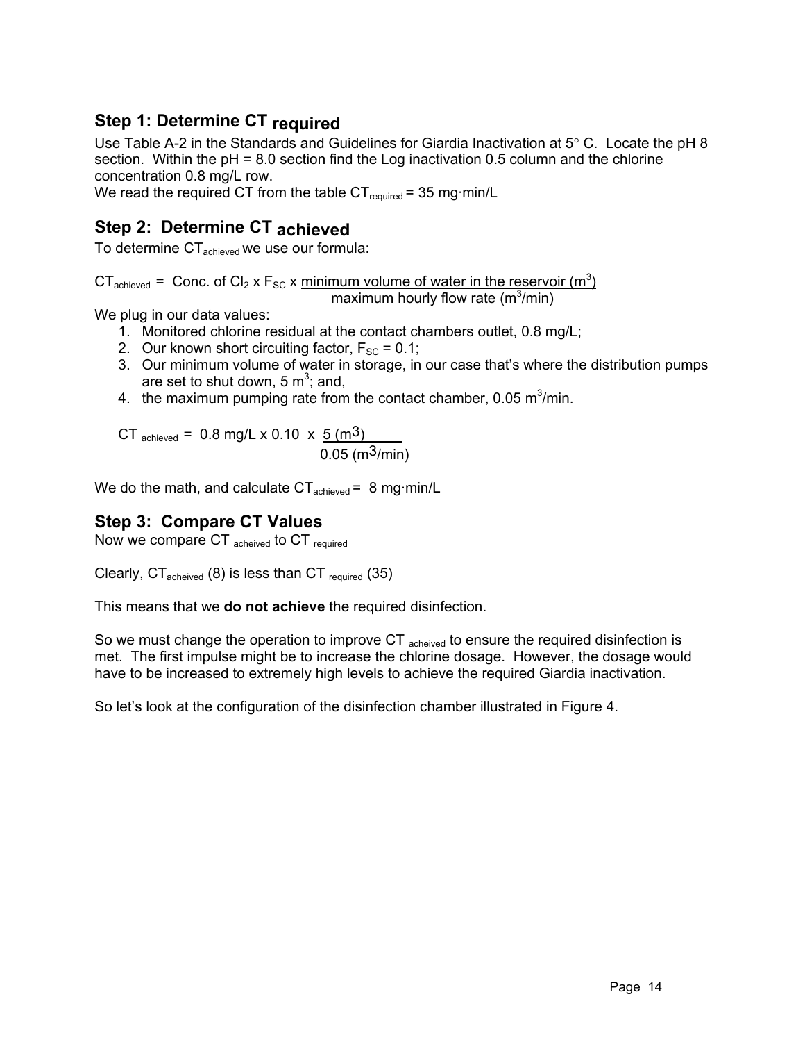## Step 1: Determine $CT_{required}$

Use Table A-2 in the Standards and Guidelines for Giardia Inactivation at 5° C. Locate the pH 8 section. Within the pH = 8.0 section find the Log inactivation 0.5 column and the chlorine concentration 0.8 mg/L row.
We read the required CT from the table $CT_{required}$ = 35 mg·min/L

## Step 2: Determine $CT_{achieved}$

To determine $CT_{achieved}$ we use our formula:

$$CT_{achieved} = \text{Conc. of } Cl_2 \times F_{SC} \times \frac{\text{minimum volume of water in the reservoir } (m^3)}{\text{maximum hourly flow rate } (m^3/min)}$$

We plug in our data values:

1. Monitored chlorine residual at the contact chambers outlet, 0.8 mg/L;
2. Our known short circuiting factor, $F_{SC}$ = 0.1;
3. Our minimum volume of water in storage, in our case that's where the distribution pumps are set to shut down, 5 $m^3$; and,
4. the maximum pumping rate from the contact chamber, 0.05 $m^3$/min.

$$CT_{achieved} = 0.8 \text{ mg/L} \times 0.10 \times \frac{5 \ (m^3)}{0.05 \ (m^3/min)}$$

We do the math, and calculate $CT_{achieved}$ = 8 mg·min/L

## Step 3: Compare CT Values

Now we compare $CT_{acheived}$ to $CT_{required}$

Clearly, $CT_{acheived}$ (8) is less than $CT_{required}$ (35)

This means that we **do not achieve** the required disinfection.

So we must change the operation to improve $CT_{acheived}$ to ensure the required disinfection is met. The first impulse might be to increase the chlorine dosage. However, the dosage would have to be increased to extremely high levels to achieve the required Giardia inactivation.

So let's look at the configuration of the disinfection chamber illustrated in Figure 4.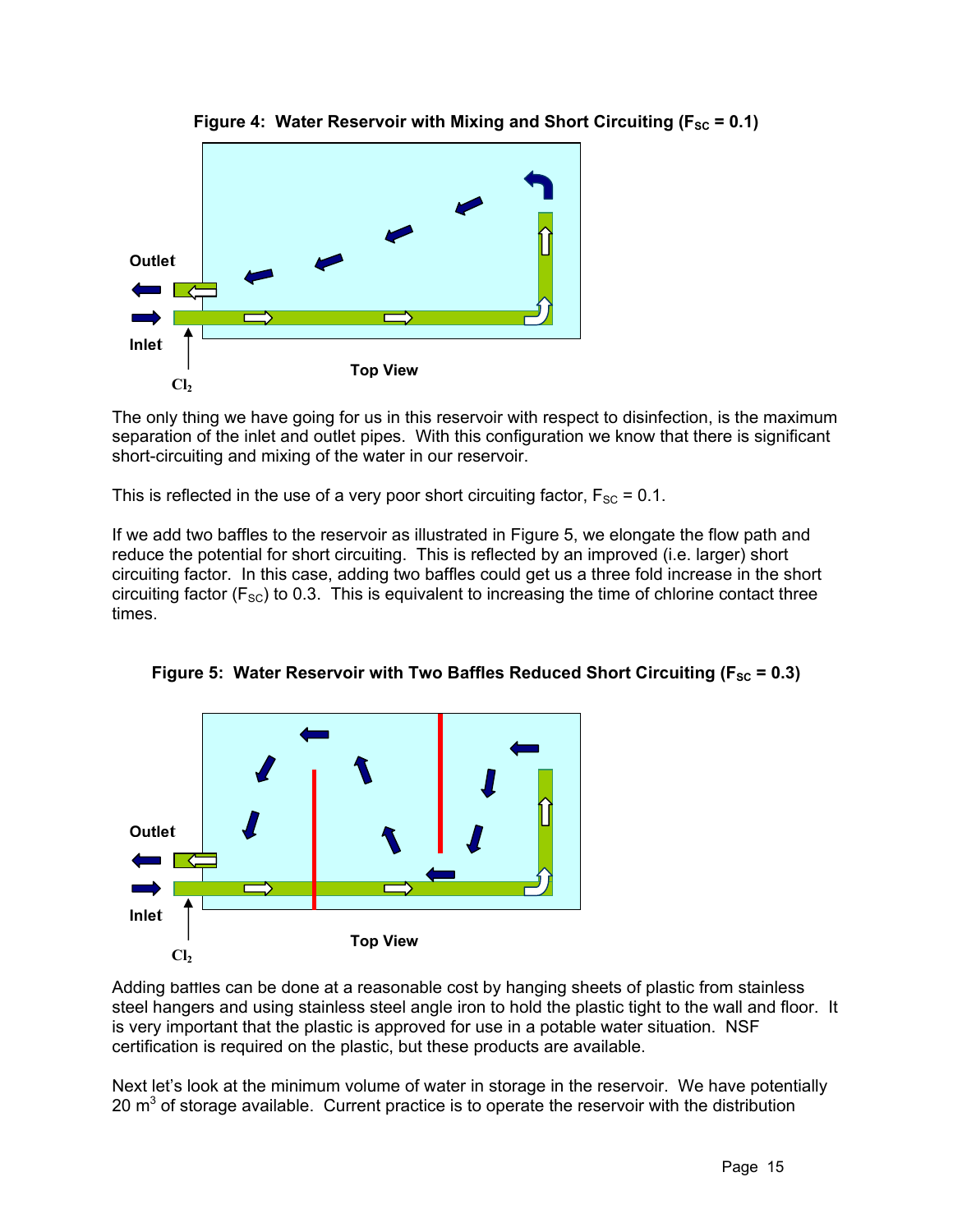**Figure 4: Water Reservoir with Mixing and Short Circuiting ($F_{SC}$ = 0.1)**

The only thing we have going for us in this reservoir with respect to disinfection, is the maximum separation of the inlet and outlet pipes. With this configuration we know that there is significant short-circuiting and mixing of the water in our reservoir.

This is reflected in the use of a very poor short circuiting factor, $F_{SC}$ = 0.1.

If we add two baffles to the reservoir as illustrated in Figure 5, we elongate the flow path and reduce the potential for short circuiting. This is reflected by an improved (i.e. larger) short circuiting factor. In this case, adding two baffles could get us a three fold increase in the short circuiting factor ($F_{SC}$) to 0.3. This is equivalent to increasing the time of chlorine contact three times.

**Figure 5: Water Reservoir with Two Baffles Reduced Short Circuiting ($F_{SC}$ = 0.3)**

Adding baffles can be done at a reasonable cost by hanging sheets of plastic from stainless steel hangers and using stainless steel angle iron to hold the plastic tight to the wall and floor. It is very important that the plastic is approved for use in a potable water situation. NSF certification is required on the plastic, but these products are available.

Next let's look at the minimum volume of water in storage in the reservoir. We have potentially 20 $m^3$ of storage available. Current practice is to operate the reservoir with the distribution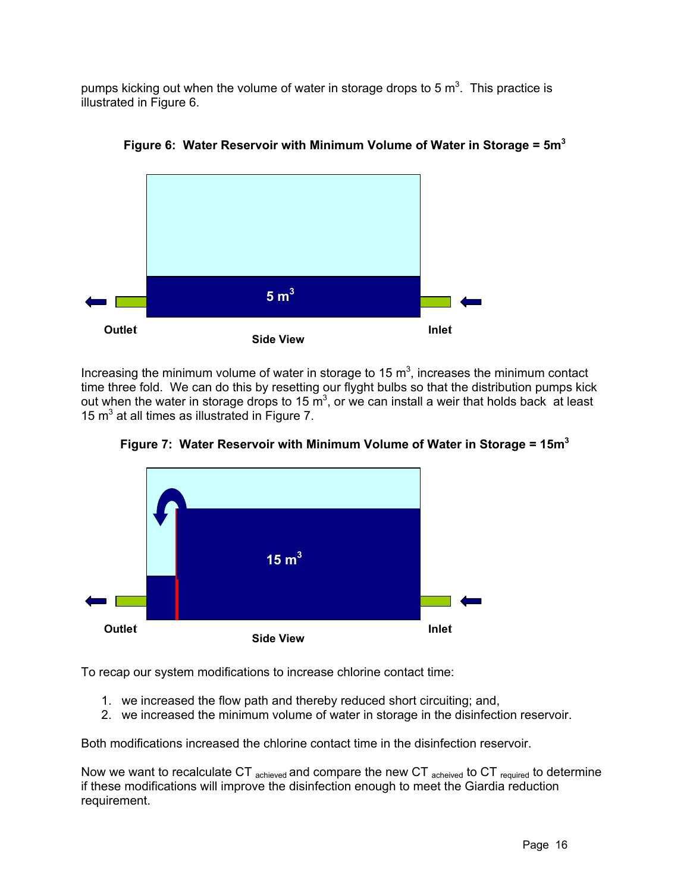pumps kicking out when the volume of water in storage drops to 5 $m^3$. This practice is illustrated in Figure 6.

**Figure 6: Water Reservoir with Minimum Volume of Water in Storage = 5$m^3$**

5 $m^3$

Outlet Inlet

Side View

Increasing the minimum volume of water in storage to 15 $m^3$, increases the minimum contact time three fold. We can do this by resetting our flyght bulbs so that the distribution pumps kick out when the water in storage drops to 15 $m^3$, or we can install a weir that holds back at least 15 $m^3$ at all times as illustrated in Figure 7.

**Figure 7: Water Reservoir with Minimum Volume of Water in Storage = 15$m^3$**

15 $m^3$

Outlet Inlet

Side View

To recap our system modifications to increase chlorine contact time:

1. we increased the flow path and thereby reduced short circuiting; and,
2. we increased the minimum volume of water in storage in the disinfection reservoir.

Both modifications increased the chlorine contact time in the disinfection reservoir.

Now we want to recalculate $CT_{achieved}$ and compare the new $CT_{acheived}$ to $CT_{required}$ to determine if these modifications will improve the disinfection enough to meet the Giardia reduction requirement.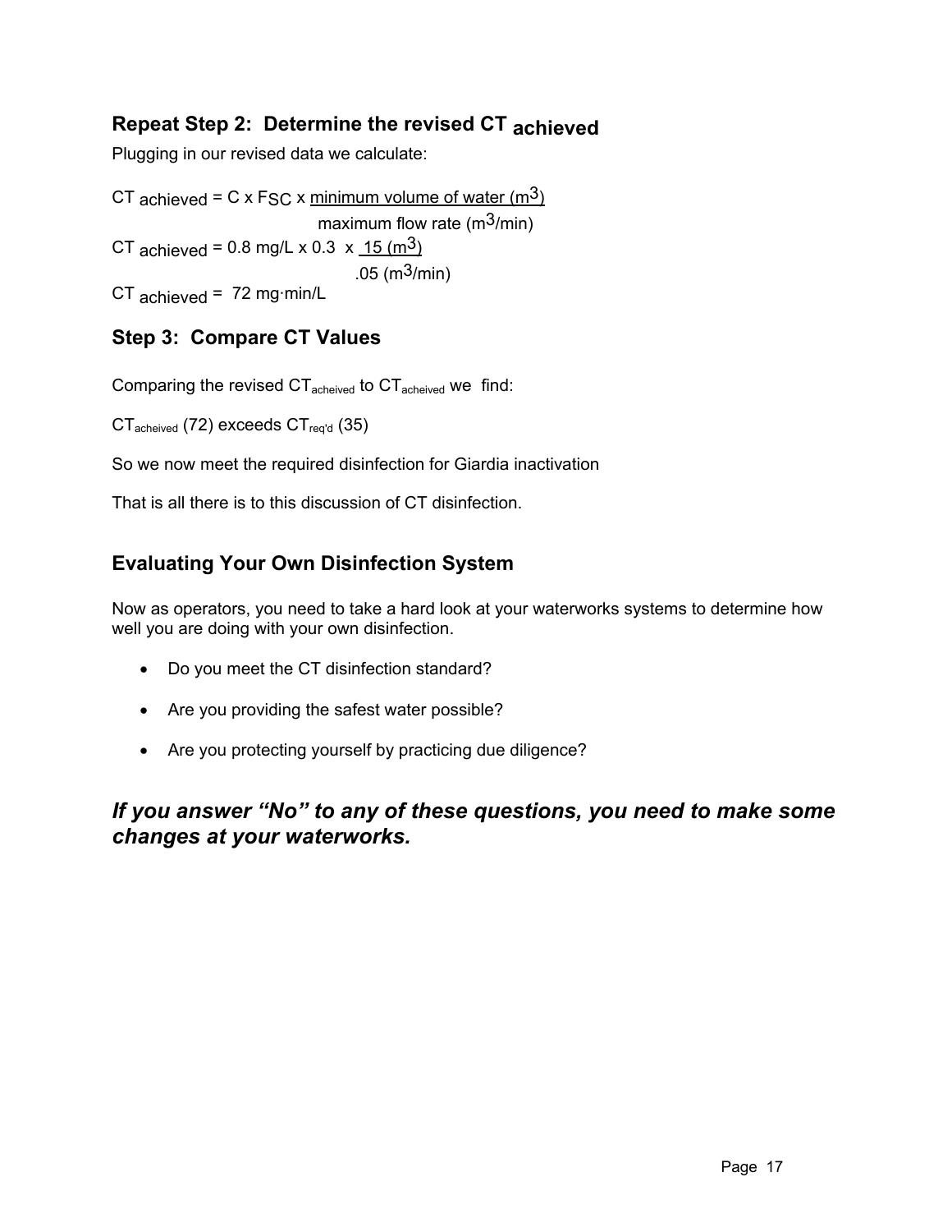### Repeat Step 2: Determine the revised $CT_{achieved}$

Plugging in our revised data we calculate:

$$CT_{achieved} = C \times F_{SC} \times \frac{\text{minimum volume of water } (m^3)}{\text{maximum flow rate } (m^3/\text{min})}$$

$$CT_{achieved} = 0.8 \text{ mg/L} \times 0.3 \times \frac{15\ (m^3)}{.05\ (m^3/\text{min})}$$

$$CT_{achieved} = 72 \text{ mg·min/L}$$

### Step 3: Compare CT Values

Comparing the revised $CT_{acheived}$ to $CT_{acheived}$ we find:

$CT_{acheived}$ (72) exceeds $CT_{req'd}$ (35)

So we now meet the required disinfection for Giardia inactivation

That is all there is to this discussion of CT disinfection.

### Evaluating Your Own Disinfection System

Now as operators, you need to take a hard look at your waterworks systems to determine how well you are doing with your own disinfection.

- Do you meet the CT disinfection standard?
- Are you providing the safest water possible?
- Are you protecting yourself by practicing due diligence?

## *If you answer "No" to any of these questions, you need to make some changes at your waterworks.*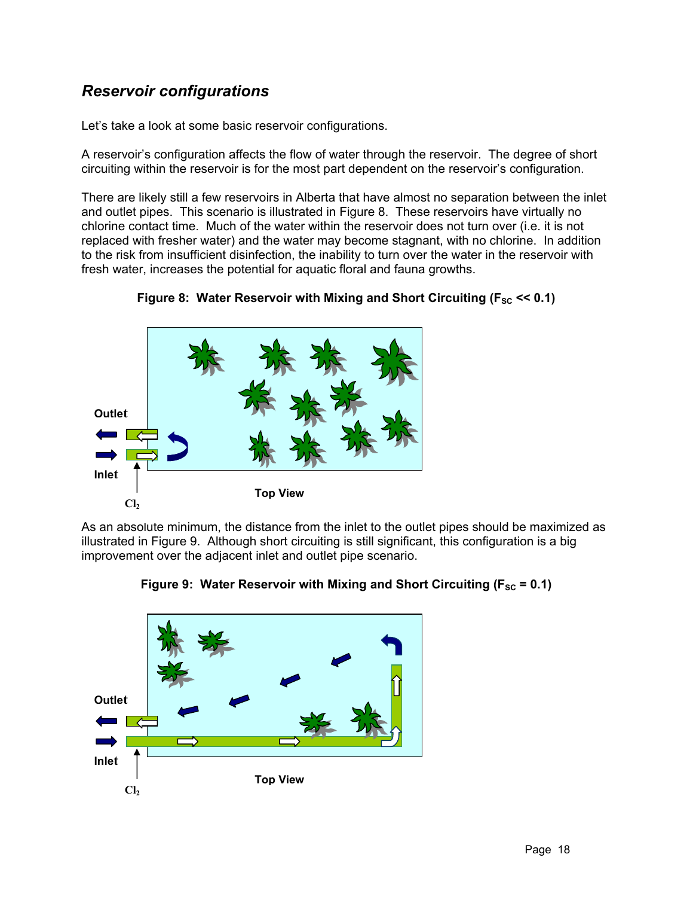## *Reservoir configurations*

Let's take a look at some basic reservoir configurations.

A reservoir's configuration affects the flow of water through the reservoir. The degree of short circuiting within the reservoir is for the most part dependent on the reservoir's configuration.

There are likely still a few reservoirs in Alberta that have almost no separation between the inlet and outlet pipes. This scenario is illustrated in Figure 8. These reservoirs have virtually no chlorine contact time. Much of the water within the reservoir does not turn over (i.e. it is not replaced with fresher water) and the water may become stagnant, with no chlorine. In addition to the risk from insufficient disinfection, the inability to turn over the water in the reservoir with fresh water, increases the potential for aquatic floral and fauna growths.

**Figure 8: Water Reservoir with Mixing and Short Circuiting ($F_{SC}$ << 0.1)**

Outlet

Inlet

$Cl_2$

Top View

As an absolute minimum, the distance from the inlet to the outlet pipes should be maximized as illustrated in Figure 9. Although short circuiting is still significant, this configuration is a big improvement over the adjacent inlet and outlet pipe scenario.

**Figure 9: Water Reservoir with Mixing and Short Circuiting ($F_{SC}$ = 0.1)**

Outlet

Inlet

$Cl_2$

Top View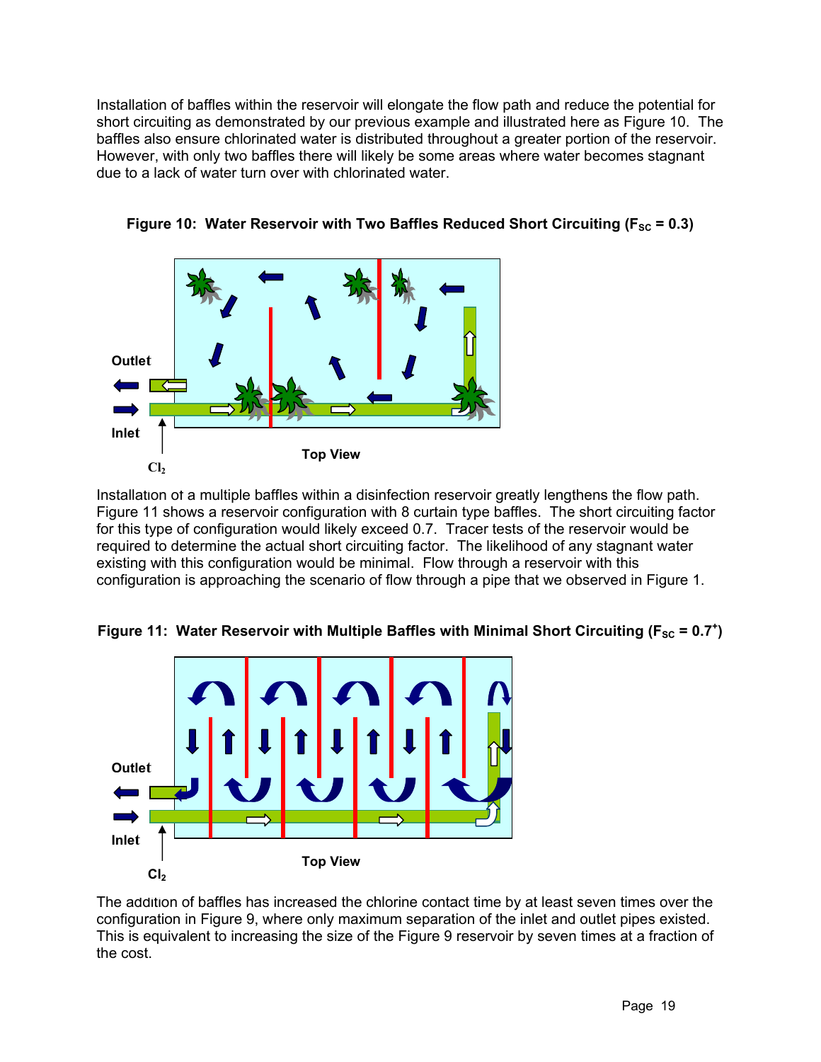Installation of baffles within the reservoir will elongate the flow path and reduce the potential for short circuiting as demonstrated by our previous example and illustrated here as Figure 10. The baffles also ensure chlorinated water is distributed throughout a greater portion of the reservoir. However, with only two baffles there will likely be some areas where water becomes stagnant due to a lack of water turn over with chlorinated water.

**Figure 10: Water Reservoir with Two Baffles Reduced Short Circuiting ($F_{SC}$ = 0.3)**

Outlet

Inlet

$Cl_2$

Top View

Installation of a multiple baffles within a disinfection reservoir greatly lengthens the flow path. Figure 11 shows a reservoir configuration with 8 curtain type baffles. The short circuiting factor for this type of configuration would likely exceed 0.7. Tracer tests of the reservoir would be required to determine the actual short circuiting factor. The likelihood of any stagnant water existing with this configuration would be minimal. Flow through a reservoir with this configuration is approaching the scenario of flow through a pipe that we observed in Figure 1.

**Figure 11: Water Reservoir with Multiple Baffles with Minimal Short Circuiting ($F_{SC}$ = $0.7^{+}$)**

Outlet

Inlet

$Cl_2$

Top View

The addition of baffles has increased the chlorine contact time by at least seven times over the configuration in Figure 9, where only maximum separation of the inlet and outlet pipes existed. This is equivalent to increasing the size of the Figure 9 reservoir by seven times at a fraction of the cost.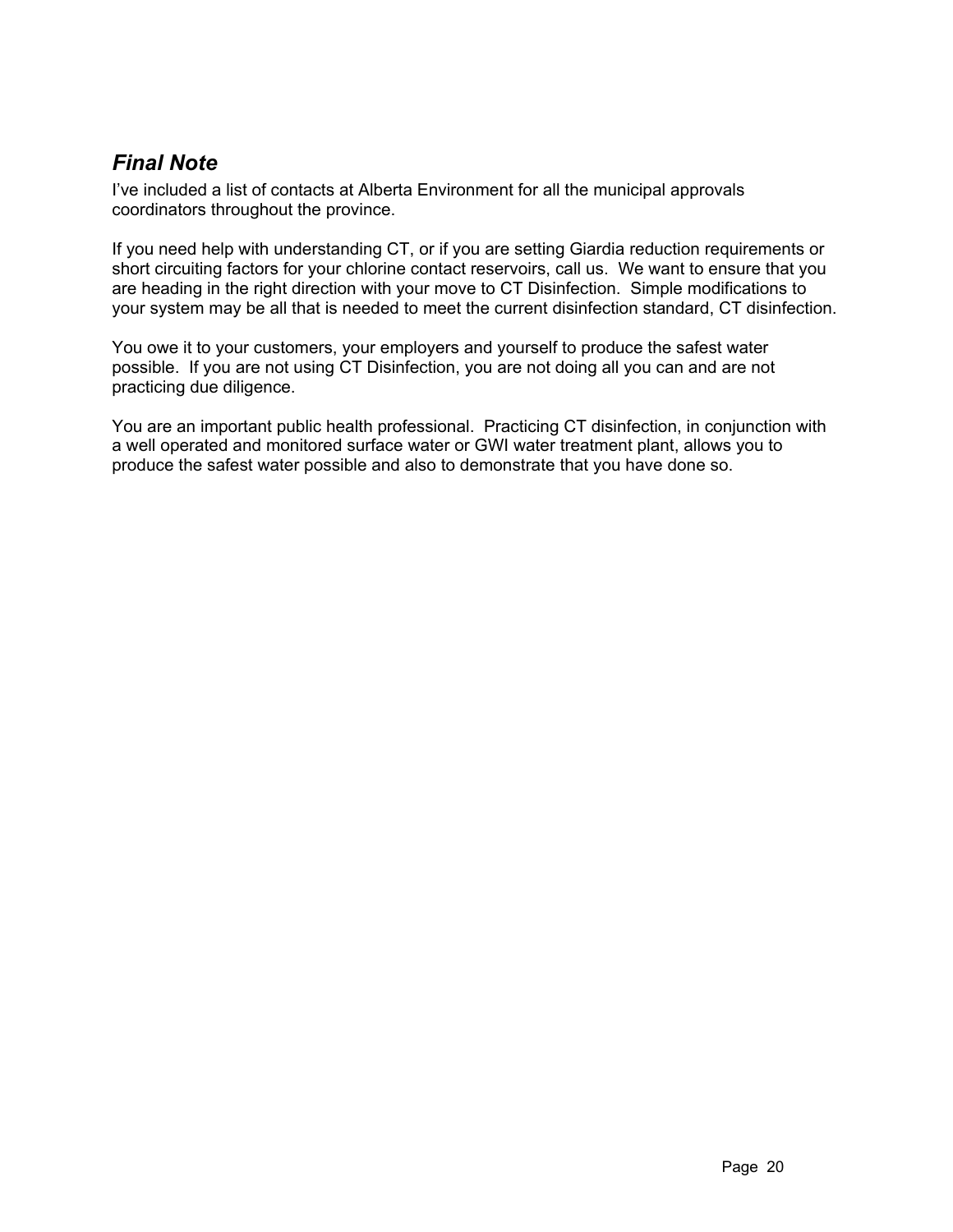## *Final Note*

I've included a list of contacts at Alberta Environment for all the municipal approvals coordinators throughout the province.

If you need help with understanding CT, or if you are setting Giardia reduction requirements or short circuiting factors for your chlorine contact reservoirs, call us. We want to ensure that you are heading in the right direction with your move to CT Disinfection. Simple modifications to your system may be all that is needed to meet the current disinfection standard, CT disinfection.

You owe it to your customers, your employers and yourself to produce the safest water possible. If you are not using CT Disinfection, you are not doing all you can and are not practicing due diligence.

You are an important public health professional. Practicing CT disinfection, in conjunction with a well operated and monitored surface water or GWI water treatment plant, allows you to produce the safest water possible and also to demonstrate that you have done so.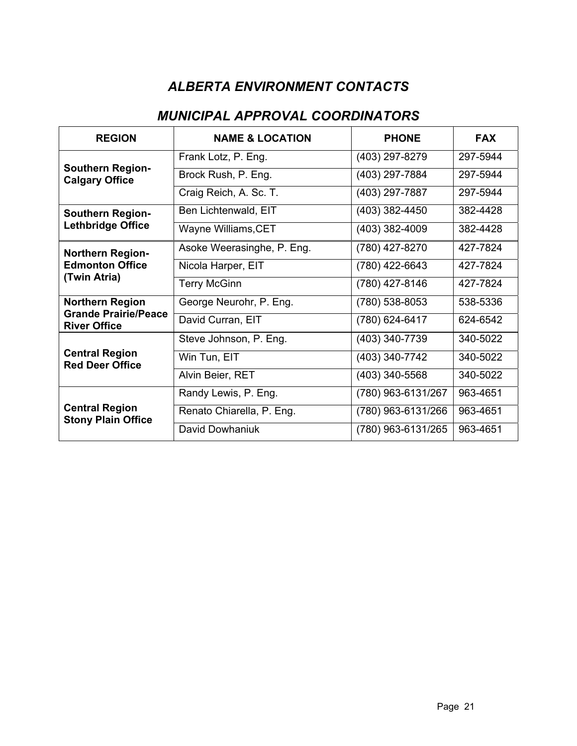# *ALBERTA ENVIRONMENT CONTACTS*

## *MUNICIPAL APPROVAL COORDINATORS*

| REGION | NAME & LOCATION | PHONE | FAX |
|---|---|---|---|
| **Southern Region-Calgary Office** | Frank Lotz, P. Eng. | (403) 297-8279 | 297-5944 |
| | Brock Rush, P. Eng. | (403) 297-7884 | 297-5944 |
| | Craig Reich, A. Sc. T. | (403) 297-7887 | 297-5944 |
| **Southern Region-Lethbridge Office** | Ben Lichtenwald, EIT | (403) 382-4450 | 382-4428 |
| | Wayne Williams,CET | (403) 382-4009 | 382-4428 |
| **Northern Region-Edmonton Office (Twin Atria)** | Asoke Weerasinghe, P. Eng. | (780) 427-8270 | 427-7824 |
| | Nicola Harper, EIT | (780) 422-6643 | 427-7824 |
| | Terry McGinn | (780) 427-8146 | 427-7824 |
| **Northern Region Grande Prairie/Peace River Office** | George Neurohr, P. Eng. | (780) 538-8053 | 538-5336 |
| | David Curran, EIT | (780) 624-6417 | 624-6542 |
| **Central Region Red Deer Office** | Steve Johnson, P. Eng. | (403) 340-7739 | 340-5022 |
| | Win Tun, EIT | (403) 340-7742 | 340-5022 |
| | Alvin Beier, RET | (403) 340-5568 | 340-5022 |
| **Central Region Stony Plain Office** | Randy Lewis, P. Eng. | (780) 963-6131/267 | 963-4651 |
| | Renato Chiarella, P. Eng. | (780) 963-6131/266 | 963-4651 |
| | David Dowhaniuk | (780) 963-6131/265 | 963-4651 |